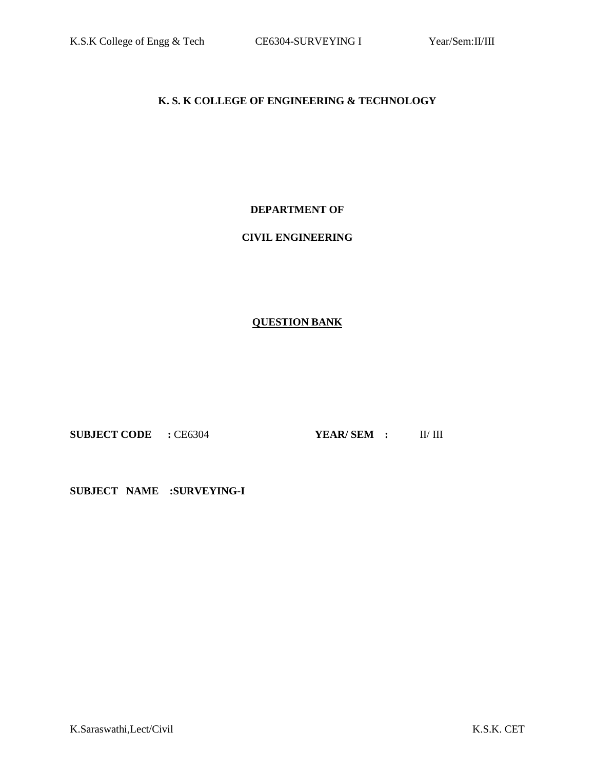# K. S. K COLLEGE OF ENGINEERING & TECHNOLOGY

## DEPARTMENT OF

## CIVIL ENGINEERING

## QUESTION BANK

**SUBJECT CODE : ** CE6304 **YEAR/ SEM :** II/ III

**SUBJECT NAME :SURVEYING-I**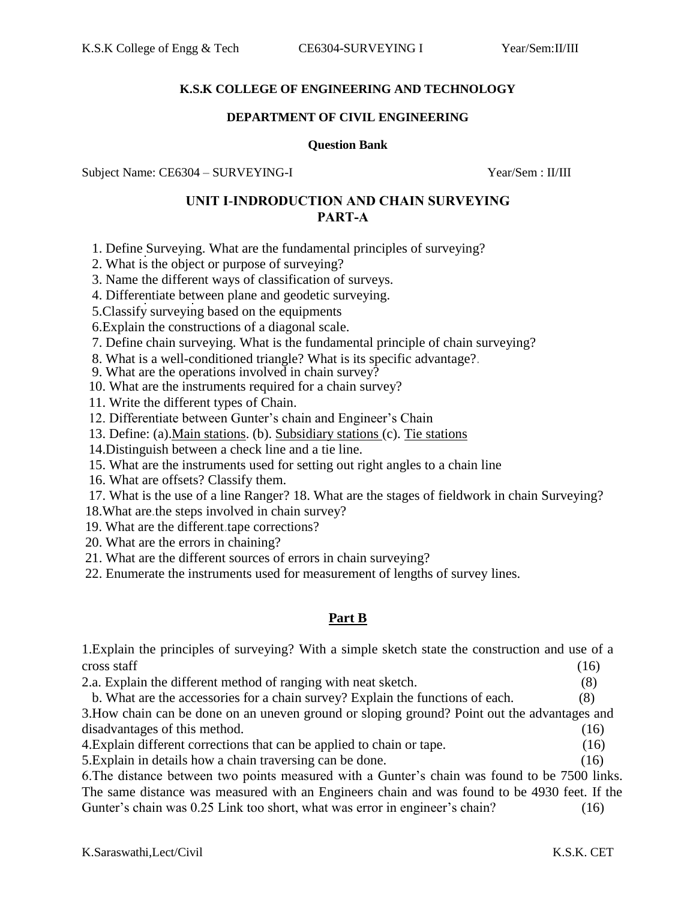**K.S.K COLLEGE OF ENGINEERING AND TECHNOLOGY**

**DEPARTMENT OF CIVIL ENGINEERING**

**Question Bank**

Subject Name: CE6304 – SURVEYING-I Year/Sem : II/III

## UNIT I-INDRODUCTION AND CHAIN SURVEYING

## PART-A

1. Define Surveying. What are the fundamental principles of surveying?
2. What is the object or purpose of surveying?
3. Name the different ways of classification of surveys.
4. Differentiate between plane and geodetic surveying.
5. Classify surveying based on the equipments
6. Explain the constructions of a diagonal scale.
7. Define chain surveying. What is the fundamental principle of chain surveying?
8. What is a well-conditioned triangle? What is its specific advantage?
9. What are the operations involved in chain survey?
10. What are the instruments required for a chain survey?
11. Write the different types of Chain.
12. Differentiate between Gunter's chain and Engineer's Chain
13. Define: (a). Main stations. (b). Subsidiary stations (c). Tie stations
14. Distinguish between a check line and a tie line.
15. What are the instruments used for setting out right angles to a chain line
16. What are offsets? Classify them.
17. What is the use of a line Ranger? 18. What are the stages of fieldwork in chain Surveying?
18. What are the steps involved in chain survey?
19. What are the different tape corrections?
20. What are the errors in chaining?
21. What are the different sources of errors in chain surveying?
22. Enumerate the instruments used for measurement of lengths of survey lines.

## Part B

1. Explain the principles of surveying? With a simple sketch state the construction and use of a cross staff (16)

2. a. Explain the different method of ranging with neat sketch. (8)

   b. What are the accessories for a chain survey? Explain the functions of each. (8)

3. How chain can be done on an uneven ground or sloping ground? Point out the advantages and disadvantages of this method. (16)

4. Explain different corrections that can be applied to chain or tape. (16)

5. Explain in details how a chain traversing can be done. (16)

6. The distance between two points measured with a Gunter's chain was found to be 7500 links. The same distance was measured with an Engineers chain and was found to be 4930 feet. If the Gunter's chain was 0.25 Link too short, what was error in engineer's chain? (16)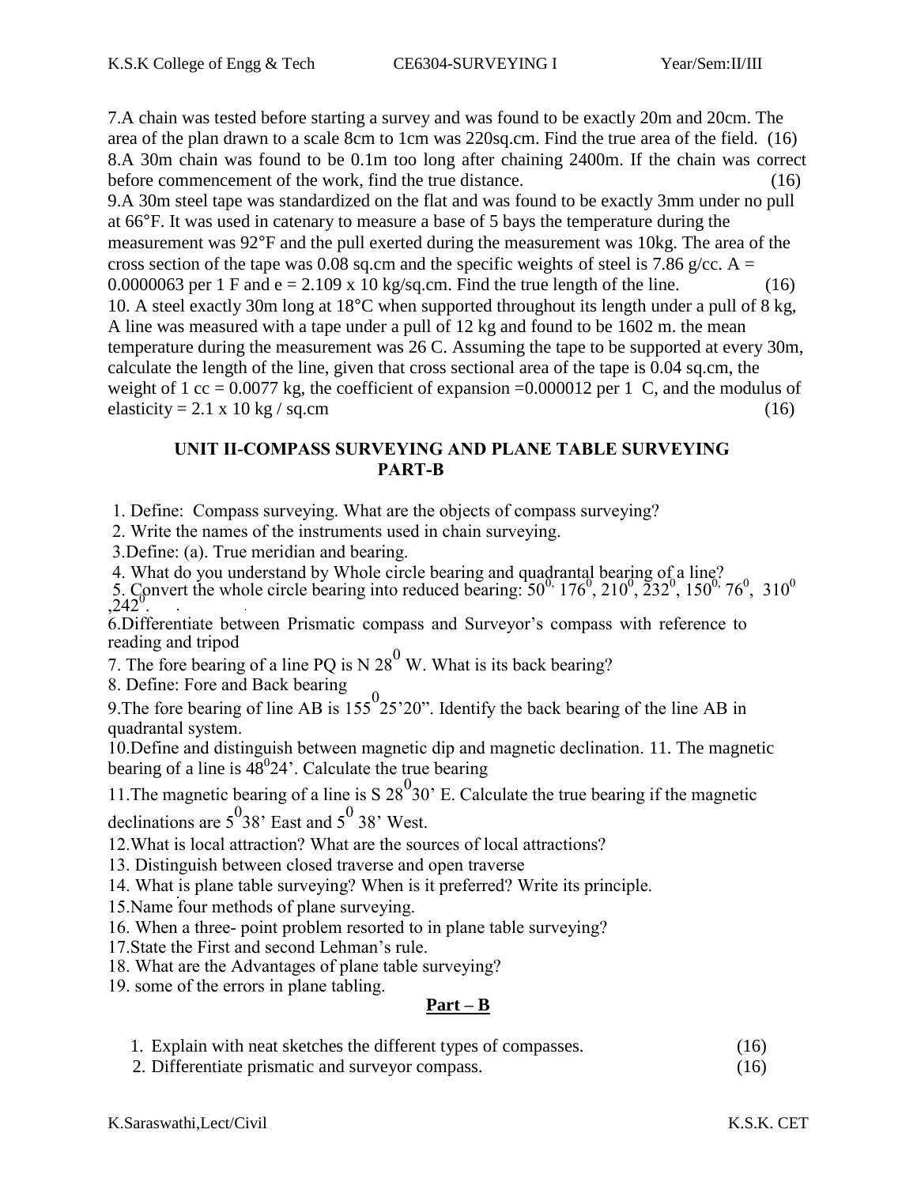7.A chain was tested before starting a survey and was found to be exactly 20m and 20cm. The area of the plan drawn to a scale 8cm to 1cm was 220sq.cm. Find the true area of the field. (16)

8.A 30m chain was found to be 0.1m too long after chaining 2400m. If the chain was correct before commencement of the work, find the true distance. (16)

9.A 30m steel tape was standardized on the flat and was found to be exactly 3mm under no pull at 66°F. It was used in catenary to measure a base of 5 bays the temperature during the measurement was 92°F and the pull exerted during the measurement was 10kg. The area of the cross section of the tape was 0.08 sq.cm and the specific weights of steel is 7.86 g/cc. A = 0.0000063 per 1 F and e = 2.109 x 10 kg/sq.cm. Find the true length of the line. (16)

10. A steel exactly 30m long at 18°C when supported throughout its length under a pull of 8 kg, A line was measured with a tape under a pull of 12 kg and found to be 1602 m. the mean temperature during the measurement was 26 C. Assuming the tape to be supported at every 30m, calculate the length of the line, given that cross sectional area of the tape is 0.04 sq.cm, the weight of 1 cc = 0.0077 kg, the coefficient of expansion =0.000012 per 1 C, and the modulus of elasticity = 2.1 x 10 kg / sq.cm (16)

## UNIT II-COMPASS SURVEYING AND PLANE TABLE SURVEYING
## PART-B

1. Define: Compass surveying. What are the objects of compass surveying?
2. Write the names of the instruments used in chain surveying.
3.Define: (a). True meridian and bearing.
4. What do you understand by Whole circle bearing and quadrantal bearing of a line?
5. Convert the whole circle bearing into reduced bearing: $50^0$, $176^0$, $210^0$, $232^0$, $150^0$, $76^0$, $310^0$, $242^0$.

6.Differentiate between Prismatic compass and Surveyor's compass with reference to reading and tripod

7. The fore bearing of a line PQ is N $28^0$ W. What is its back bearing?

8. Define: Fore and Back bearing

9.The fore bearing of line AB is $155^0$25'20". Identify the back bearing of the line AB in quadrantal system.

10.Define and distinguish between magnetic dip and magnetic declination. 11. The magnetic bearing of a line is $48^0$24'. Calculate the true bearing

11.The magnetic bearing of a line is S $28^0$30' E. Calculate the true bearing if the magnetic declinations are $5^0$38' East and $5^0$ 38' West.

12.What is local attraction? What are the sources of local attractions?

13. Distinguish between closed traverse and open traverse

14. What is plane table surveying? When is it preferred? Write its principle.

15.Name four methods of plane surveying.

16. When a three- point problem resorted to in plane table surveying?

17.State the First and second Lehman's rule.

18. What are the Advantages of plane table surveying?

19. some of the errors in plane tabling.

## Part – B

1. Explain with neat sketches the different types of compasses. (16)
2. Differentiate prismatic and surveyor compass. (16)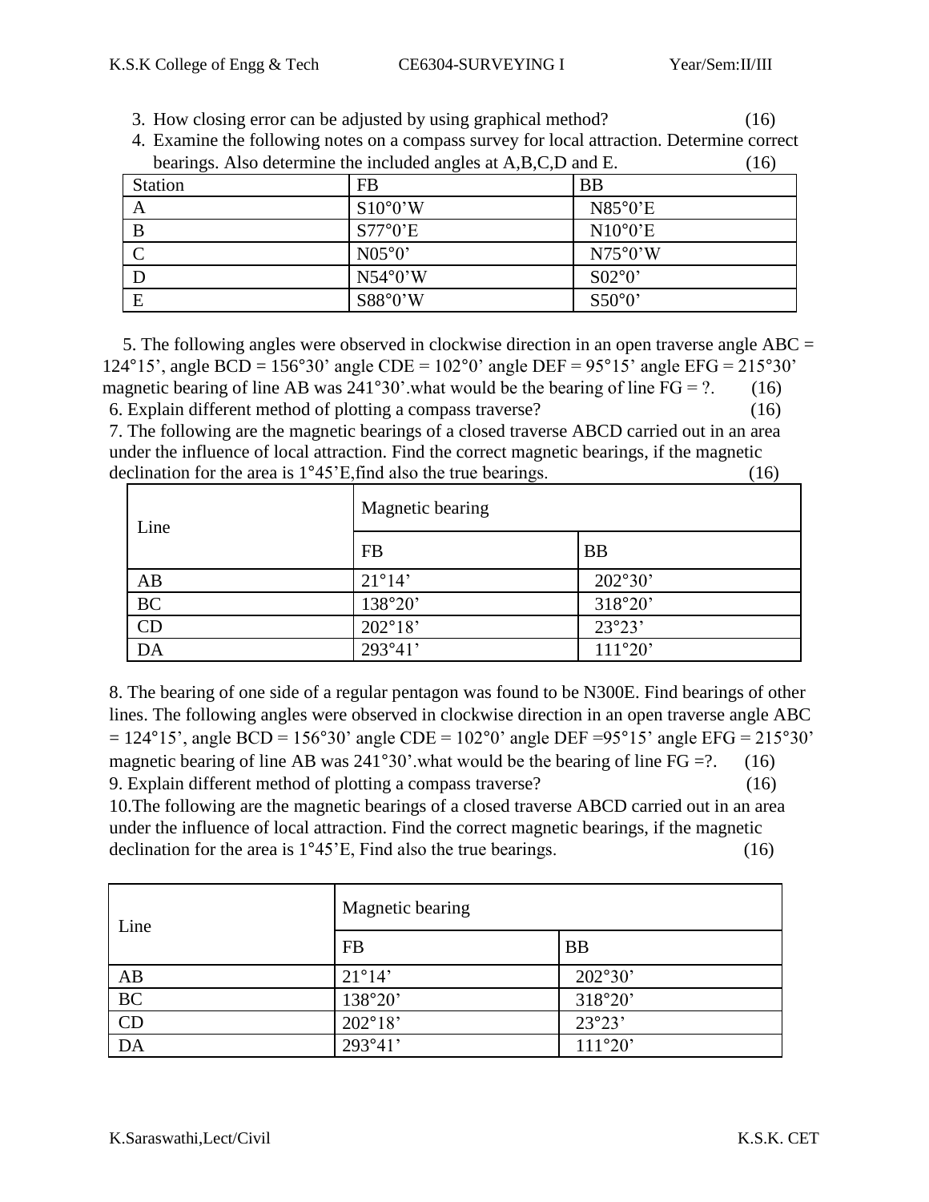3. How closing error can be adjusted by using graphical method? (16)
4. Examine the following notes on a compass survey for local attraction. Determine correct bearings. Also determine the included angles at A,B,C,D and E. (16)

| Station | FB | BB |
|---|---|---|
| A | S10°0’W | N85°0’E |
| B | S77°0’E | N10°0’E |
| C | N05°0’ | N75°0’W |
| D | N54°0’W | S02°0’ |
| E | S88°0’W | S50°0’ |

5. The following angles were observed in clockwise direction in an open traverse angle ABC = 124°15’, angle BCD = 156°30’ angle CDE = 102°0’ angle DEF = 95°15’ angle EFG = 215°30’ magnetic bearing of line AB was 241°30’.what would be the bearing of line FG = ?. (16)

6. Explain different method of plotting a compass traverse? (16)

7. The following are the magnetic bearings of a closed traverse ABCD carried out in an area under the influence of local attraction. Find the correct magnetic bearings, if the magnetic declination for the area is 1°45’E,find also the true bearings. (16)

| Line | Magnetic bearing | |
|---|---|---|
| | FB | BB |
| AB | 21°14’ | 202°30’ |
| BC | 138°20’ | 318°20’ |
| CD | 202°18’ | 23°23’ |
| DA | 293°41’ | 111°20’ |

8. The bearing of one side of a regular pentagon was found to be N300E. Find bearings of other lines. The following angles were observed in clockwise direction in an open traverse angle ABC = 124°15’, angle BCD = 156°30’ angle CDE = 102°0’ angle DEF =95°15’ angle EFG = 215°30’ magnetic bearing of line AB was 241°30’.what would be the bearing of line FG =?. (16)

9. Explain different method of plotting a compass traverse? (16)

10. The following are the magnetic bearings of a closed traverse ABCD carried out in an area under the influence of local attraction. Find the correct magnetic bearings, if the magnetic declination for the area is 1°45’E, Find also the true bearings. (16)

| Line | Magnetic bearing | |
|---|---|---|
| | FB | BB |
| AB | 21°14’ | 202°30’ |
| BC | 138°20’ | 318°20’ |
| CD | 202°18’ | 23°23’ |
| DA | 293°41’ | 111°20’ |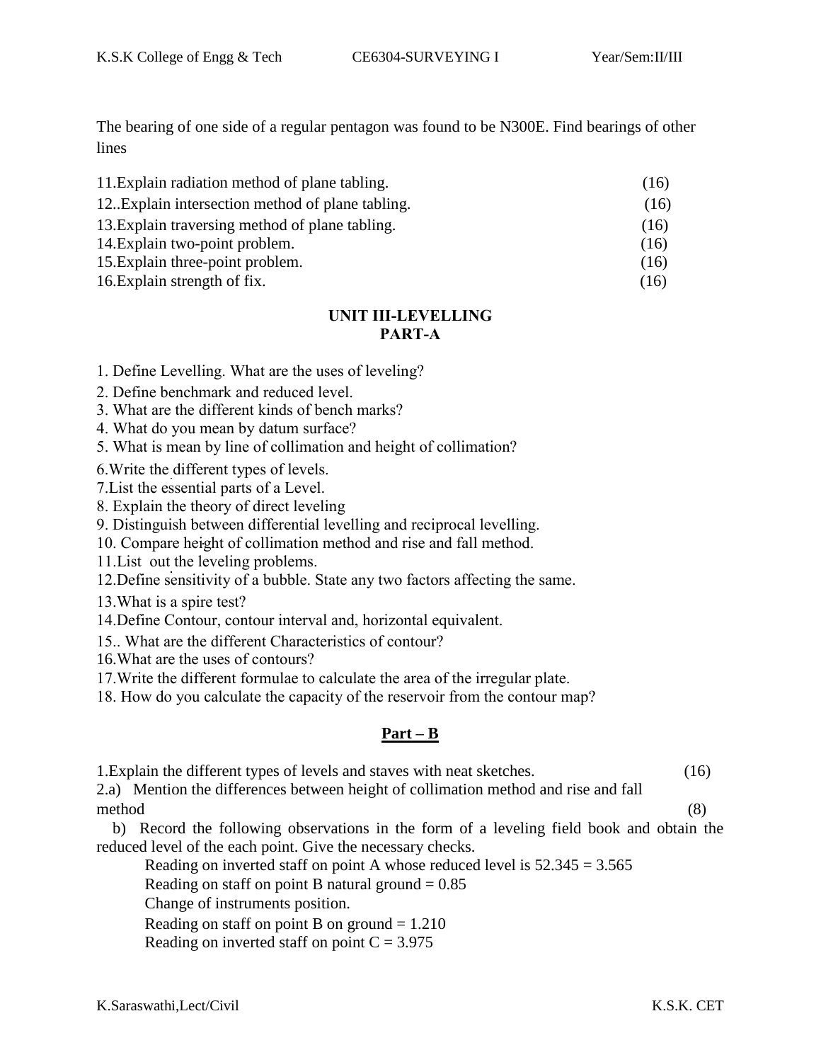The bearing of one side of a regular pentagon was found to be N300E. Find bearings of other lines

11.Explain radiation method of plane tabling. (16)

12..Explain intersection method of plane tabling. (16)

13.Explain traversing method of plane tabling. (16)

14.Explain two-point problem. (16)

15.Explain three-point problem. (16)

16.Explain strength of fix. (16)

## UNIT III-LEVELLING

## PART-A

1. Define Levelling. What are the uses of leveling?
2. Define benchmark and reduced level.
3. What are the different kinds of bench marks?
4. What do you mean by datum surface?
5. What is mean by line of collimation and height of collimation?
6. Write the different types of levels.
7. List the essential parts of a Level.
8. Explain the theory of direct leveling
9. Distinguish between differential levelling and reciprocal levelling.
10. Compare height of collimation method and rise and fall method.
11. List out the leveling problems.
12. Define sensitivity of a bubble. State any two factors affecting the same.
13. What is a spire test?
14. Define Contour, contour interval and, horizontal equivalent.
15. What are the different Characteristics of contour?
16. What are the uses of contours?
17. Write the different formulae to calculate the area of the irregular plate.
18. How do you calculate the capacity of the reservoir from the contour map?

## Part – B

1.Explain the different types of levels and staves with neat sketches. (16)

2.a) Mention the differences between height of collimation method and rise and fall method (8)

b) Record the following observations in the form of a leveling field book and obtain the reduced level of the each point. Give the necessary checks.

Reading on inverted staff on point A whose reduced level is 52.345 = 3.565

Reading on staff on point B natural ground = 0.85

Change of instruments position.

Reading on staff on point B on ground = 1.210

Reading on inverted staff on point C = 3.975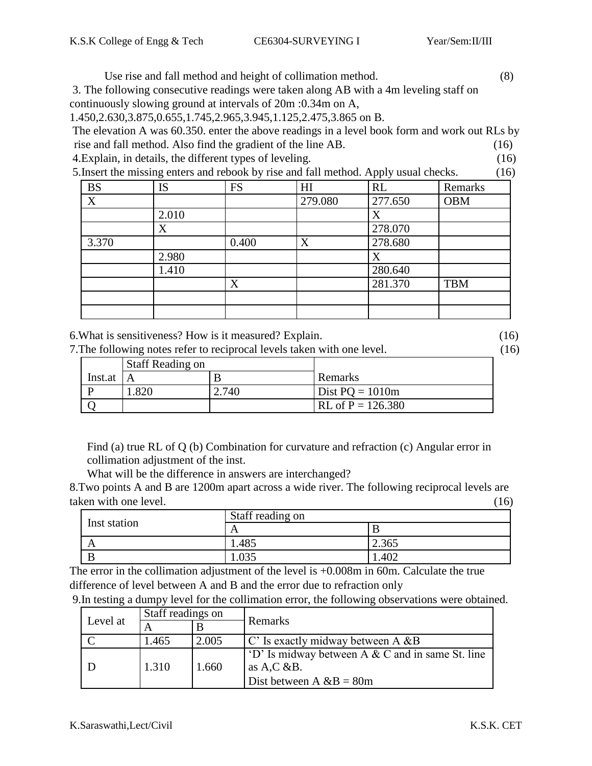Use rise and fall method and height of collimation method. (8)

3. The following consecutive readings were taken along AB with a 4m leveling staff on continuously slowing ground at intervals of 20m :0.34m on A, 1.450,2.630,3.875,0.655,1.745,2.965,3.945,1.125,2.475,3.865 on B.
The elevation A was 60.350. enter the above readings in a level book form and work out RLs by rise and fall method. Also find the gradient of the line AB. (16)

4.Explain, in details, the different types of leveling. (16)

5.Insert the missing enters and rebook by rise and fall method. Apply usual checks. (16)

| BS | IS | FS | HI | RL | Remarks |
|---|---|---|---|---|---|
| X | | | 279.080 | 277.650 | OBM |
| | 2.010 | | | X | |
| | X | | | 278.070 | |
| 3.370 | | 0.400 | X | 278.680 | |
| | 2.980 | | | X | |
| | 1.410 | | | 280.640 | |
| | | X | | 281.370 | TBM |
| | | | | | |
| | | | | | |

6.What is sensitiveness? How is it measured? Explain. (16)

7.The following notes refer to reciprocal levels taken with one level. (16)

| | Staff Reading on | | |
|---|---|---|---|
| Inst.at | A | B | Remarks |
| P | 1.820 | 2.740 | Dist PQ = 1010m |
| Q | | | RL of P = 126.380 |

Find (a) true RL of Q (b) Combination for curvature and refraction (c) Angular error in collimation adjustment of the inst.

What will be the difference in answers are interchanged?

8.Two points A and B are 1200m apart across a wide river. The following reciprocal levels are taken with one level. (16)

| Inst station | Staff reading on | |
|---|---|---|
| | A | B |
| A | 1.485 | 2.365 |
| B | 1.035 | 1.402 |

The error in the collimation adjustment of the level is +0.008m in 60m. Calculate the true difference of level between A and B and the error due to refraction only

9.In testing a dumpy level for the collimation error, the following observations were obtained.

| Level at | Staff readings on | | Remarks |
|---|---|---|---|
| | A | B | |
| C | 1.465 | 2.005 | C' Is exactly midway between A &B |
| D | 1.310 | 1.660 | 'D' Is midway between A & C and in same St. line as A,C &B. Dist between A &B = 80m |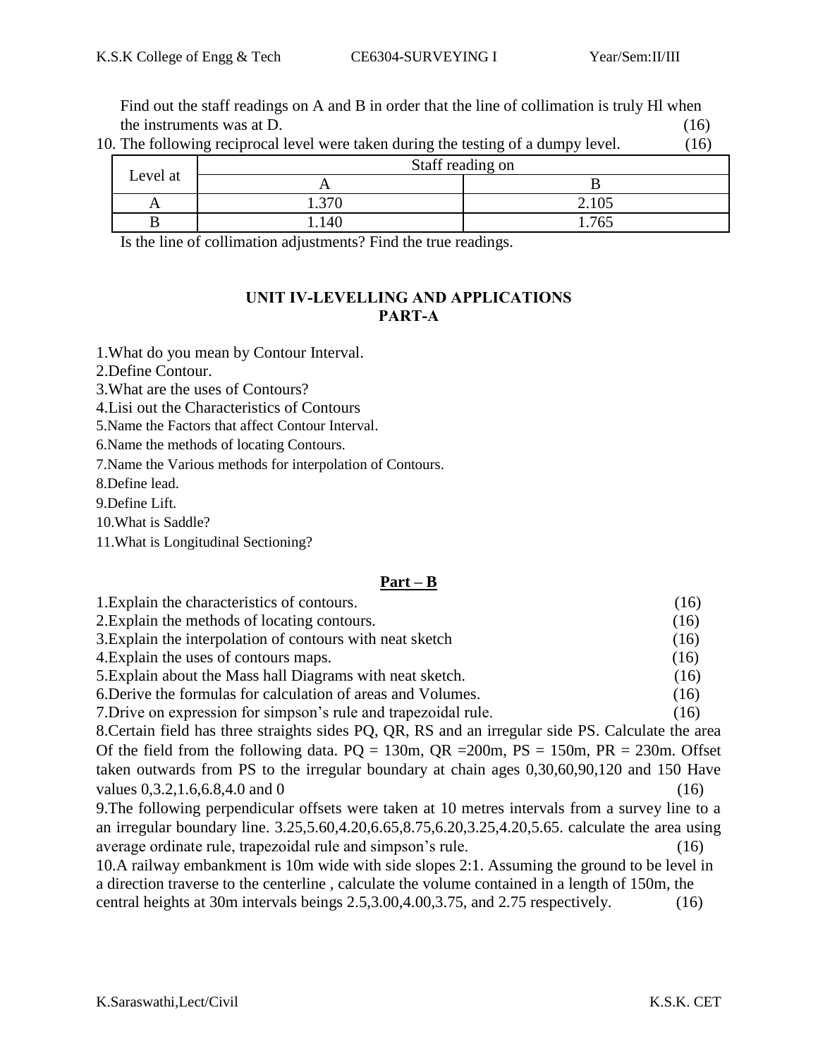Find out the staff readings on A and B in order that the line of collimation is truly Hl when the instruments was at D. (16)

10. The following reciprocal level were taken during the testing of a dumpy level. (16)

| Level at | Staff reading on | |
|---|---|---|
| | A | B |
| A | 1.370 | 2.105 |
| B | 1.140 | 1.765 |

Is the line of collimation adjustments? Find the true readings.

## UNIT IV-LEVELLING AND APPLICATIONS
## PART-A

1.What do you mean by Contour Interval.
2.Define Contour.
3.What are the uses of Contours?
4.Lisi out the Characteristics of Contours
5.Name the Factors that affect Contour Interval.
6.Name the methods of locating Contours.
7.Name the Various methods for interpolation of Contours.
8.Define lead.
9.Define Lift.
10.What is Saddle?
11.What is Longitudinal Sectioning?

## Part – B

1.Explain the characteristics of contours. (16)
2.Explain the methods of locating contours. (16)
3.Explain the interpolation of contours with neat sketch (16)
4.Explain the uses of contours maps. (16)
5.Explain about the Mass hall Diagrams with neat sketch. (16)
6.Derive the formulas for calculation of areas and Volumes. (16)
7.Drive on expression for simpson's rule and trapezoidal rule. (16)
8.Certain field has three straights sides PQ, QR, RS and an irregular side PS. Calculate the area Of the field from the following data. PQ = 130m, QR =200m, PS = 150m, PR = 230m. Offset taken outwards from PS to the irregular boundary at chain ages 0,30,60,90,120 and 150 Have values 0,3.2,1.6,6.8,4.0 and 0 (16)
9.The following perpendicular offsets were taken at 10 metres intervals from a survey line to a an irregular boundary line. 3.25,5.60,4.20,6.65,8.75,6.20,3.25,4.20,5.65. calculate the area using average ordinate rule, trapezoidal rule and simpson's rule. (16)
10.A railway embankment is 10m wide with side slopes 2:1. Assuming the ground to be level in a direction traverse to the centerline , calculate the volume contained in a length of 150m, the central heights at 30m intervals beings 2.5,3.00,4.00,3.75, and 2.75 respectively. (16)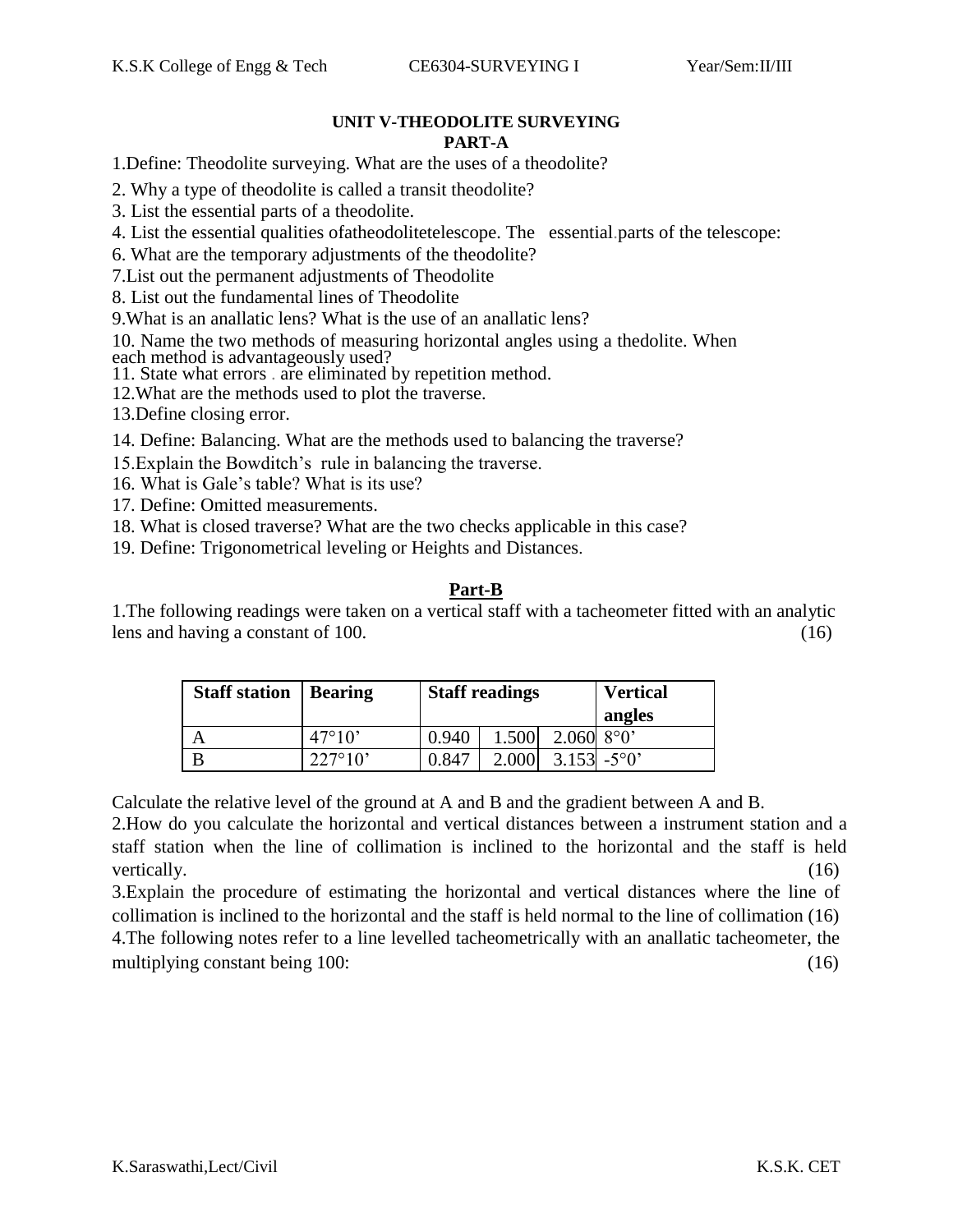## UNIT V-THEODOLITE SURVEYING

### PART-A

1.Define: Theodolite surveying. What are the uses of a theodolite?

2. Why a type of theodolite is called a transit theodolite?

3. List the essential parts of a theodolite.

4. List the essential qualities ofatheodolitetelescope. The essential.parts of the telescope:

6. What are the temporary adjustments of the theodolite?

7.List out the permanent adjustments of Theodolite

8. List out the fundamental lines of Theodolite

9.What is an anallatic lens? What is the use of an anallatic lens?

10. Name the two methods of measuring horizontal angles using a thedolite. When each method is advantageously used?

11. State what errors . are eliminated by repetition method.

12.What are the methods used to plot the traverse.

13.Define closing error.

14. Define: Balancing. What are the methods used to balancing the traverse?

15.Explain the Bowditch's rule in balancing the traverse.

16. What is Gale's table? What is its use?

17. Define: Omitted measurements.

18. What is closed traverse? What are the two checks applicable in this case?

19. Define: Trigonometrical leveling or Heights and Distances.

### Part-B

1.The following readings were taken on a vertical staff with a tacheometer fitted with an analytic lens and having a constant of 100. (16)

| Staff station | Bearing | Staff readings | | | Vertical angles |
|---|---|---|---|---|---|
| A | 47°10' | 0.940 | 1.500 | 2.060 | 8°0' |
| B | 227°10' | 0.847 | 2.000 | 3.153 | -5°0' |

Calculate the relative level of the ground at A and B and the gradient between A and B.

2.How do you calculate the horizontal and vertical distances between a instrument station and a staff station when the line of collimation is inclined to the horizontal and the staff is held vertically. (16)

3.Explain the procedure of estimating the horizontal and vertical distances where the line of collimation is inclined to the horizontal and the staff is held normal to the line of collimation (16)

4.The following notes refer to a line levelled tacheometrically with an anallatic tacheometer, the multiplying constant being 100: (16)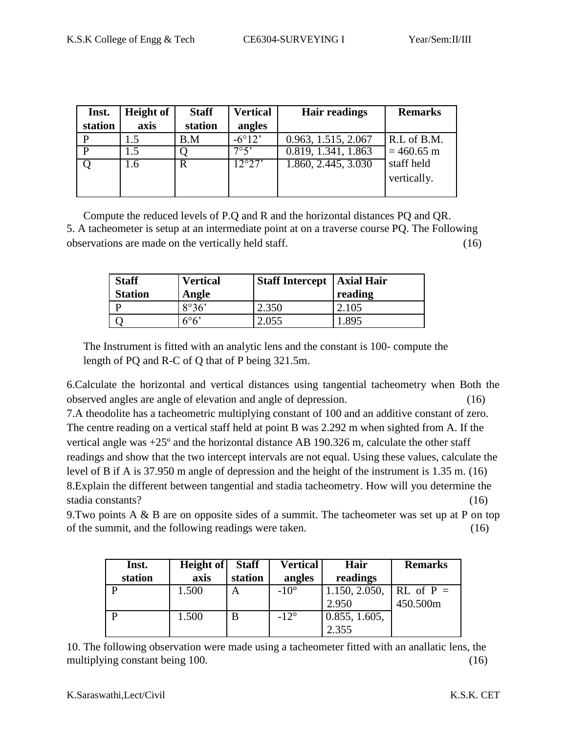| Inst. station | Height of axis | Staff station | Vertical angles | Hair readings | Remarks |
|---|---|---|---|---|---|
| P | 1.5 | B.M | -6°12' | 0.963, 1.515, 2.067 | R.L of B.M. = 460.65 m staff held vertically. |
| P | 1.5 | Q | 7°5' | 0.819, 1.341, 1.863 | |
| Q | 1.6 | R | 12°27' | 1.860, 2.445, 3.030 | |

Compute the reduced levels of P.Q and R and the horizontal distances PQ and QR.

5. A tacheometer is setup at an intermediate point at on a traverse course PQ. The Following observations are made on the vertically held staff. (16)

| Staff Station | Vertical Angle | Staff Intercept | Axial Hair reading |
|---|---|---|---|
| P | 8°36' | 2.350 | 2.105 |
| Q | 6°6' | 2.055 | 1.895 |

The Instrument is fitted with an analytic lens and the constant is 100- compute the length of PQ and R-C of Q that of P being 321.5m.

6.Calculate the horizontal and vertical distances using tangential tacheometry when Both the observed angles are angle of elevation and angle of depression. (16)

7.A theodolite has a tacheometric multiplying constant of 100 and an additive constant of zero. The centre reading on a vertical staff held at point B was 2.292 m when sighted from A. If the vertical angle was +25º and the horizontal distance AB 190.326 m, calculate the other staff readings and show that the two intercept intervals are not equal. Using these values, calculate the level of B if A is 37.950 m angle of depression and the height of the instrument is 1.35 m. (16)

8.Explain the different between tangential and stadia tacheometry. How will you determine the stadia constants? (16)

9.Two points A & B are on opposite sides of a summit. The tacheometer was set up at P on top of the summit, and the following readings were taken. (16)

| Inst. station | Height of axis | Staff station | Vertical angles | Hair readings | Remarks |
|---|---|---|---|---|---|
| P | 1.500 | A | -10° | 1.150, 2.050, 2.950 | RL of P = 450.500m |
| P | 1.500 | B | -12° | 0.855, 1.605, 2.355 | |

10. The following observation were made using a tacheometer fitted with an anallatic lens, the multiplying constant being 100. (16)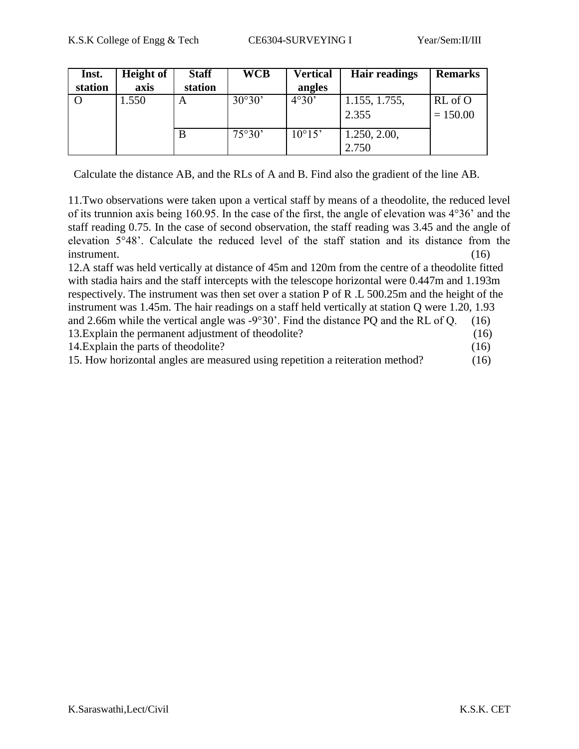| Inst. station | Height of axis | Staff station | WCB | Vertical angles | Hair readings | Remarks |
|---|---|---|---|---|---|---|
| O | 1.550 | A | 30°30' | 4°30' | 1.155, 1.755, 2.355 | RL of O = 150.00 |
| | | B | 75°30' | 10°15' | 1.250, 2.00, 2.750 | |

Calculate the distance AB, and the RLs of A and B. Find also the gradient of the line AB.

11.Two observations were taken upon a vertical staff by means of a theodolite, the reduced level of its trunnion axis being 160.95. In the case of the first, the angle of elevation was 4°36' and the staff reading 0.75. In the case of second observation, the staff reading was 3.45 and the angle of elevation 5°48'. Calculate the reduced level of the staff station and its distance from the instrument. (16)

12.A staff was held vertically at distance of 45m and 120m from the centre of a theodolite fitted with stadia hairs and the staff intercepts with the telescope horizontal were 0.447m and 1.193m respectively. The instrument was then set over a station P of R .L 500.25m and the height of the instrument was 1.45m. The hair readings on a staff held vertically at station Q were 1.20, 1.93 and 2.66m while the vertical angle was -9°30'. Find the distance PQ and the RL of Q. (16)

13.Explain the permanent adjustment of theodolite? (16)

14.Explain the parts of theodolite? (16)

15. How horizontal angles are measured using repetition a reiteration method? (16)